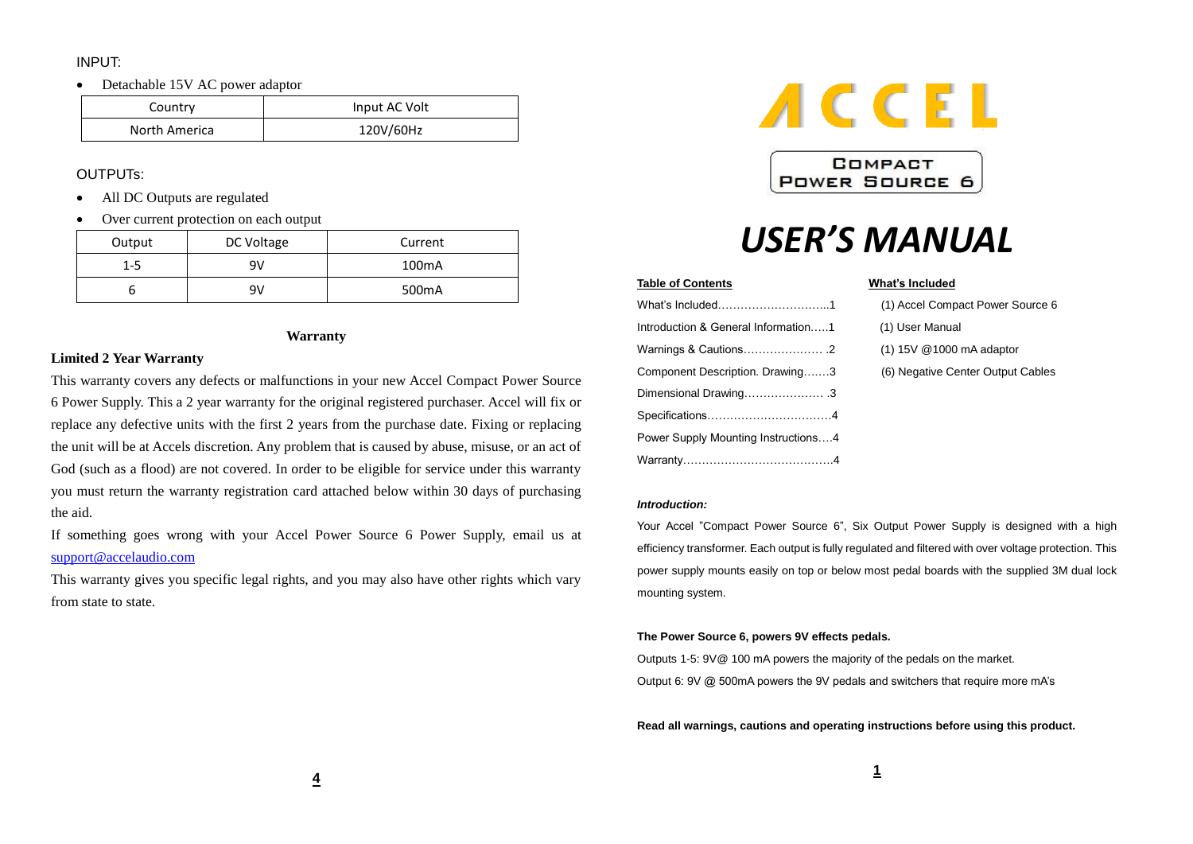INPUT:

- Detachable 15V AC power adaptor

| Country | Input AC Volt |
| --- | --- |
| North America | 120V/60Hz |

OUTPUTs:

- All DC Outputs are regulated
- Over current protection on each output

| Output | DC Voltage | Current |
| --- | --- | --- |
| 1-5 | 9V | 100mA |
| 6 | 9V | 500mA |

### Warranty

**Limited 2 Year Warranty**

This warranty covers any defects or malfunctions in your new Accel Compact Power Source 6 Power Supply. This a 2 year warranty for the original registered purchaser. Accel will fix or replace any defective units with the first 2 years from the purchase date. Fixing or replacing the unit will be at Accels discretion. Any problem that is caused by abuse, misuse, or an act of God (such as a flood) are not covered. In order to be eligible for service under this warranty you must return the warranty registration card attached below within 30 days of purchasing the aid.

If something goes wrong with your Accel Power Source 6 Power Supply, email us at support@accelaudio.com

This warranty gives you specific legal rights, and you may also have other rights which vary from state to state.

# ACCEL

## COMPACT POWER SOURCE 6

# *USER'S MANUAL*

**Table of Contents**

What's Included………………………..1
Introduction & General Information…..1
Warnings & Cautions………………… .2
Component Description. Drawing…….3
Dimensional Drawing………………… .3
Specifications……………………………4
Power Supply Mounting Instructions….4
Warranty…………………………………4

**What's Included**

(1) Accel Compact Power Source 6
(1) User Manual
(1) 15V @1000 mA adaptor
(6) Negative Center Output Cables

***Introduction:***

Your Accel "Compact Power Source 6", Six Output Power Supply is designed with a high efficiency transformer. Each output is fully regulated and filtered with over voltage protection. This power supply mounts easily on top or below most pedal boards with the supplied 3M dual lock mounting system.

**The Power Source 6, powers 9V effects pedals.**

Outputs 1-5: 9V@ 100 mA powers the majority of the pedals on the market.
Output 6: 9V @ 500mA powers the 9V pedals and switchers that require more mA's

**Read all warnings, cautions and operating instructions before using this product.**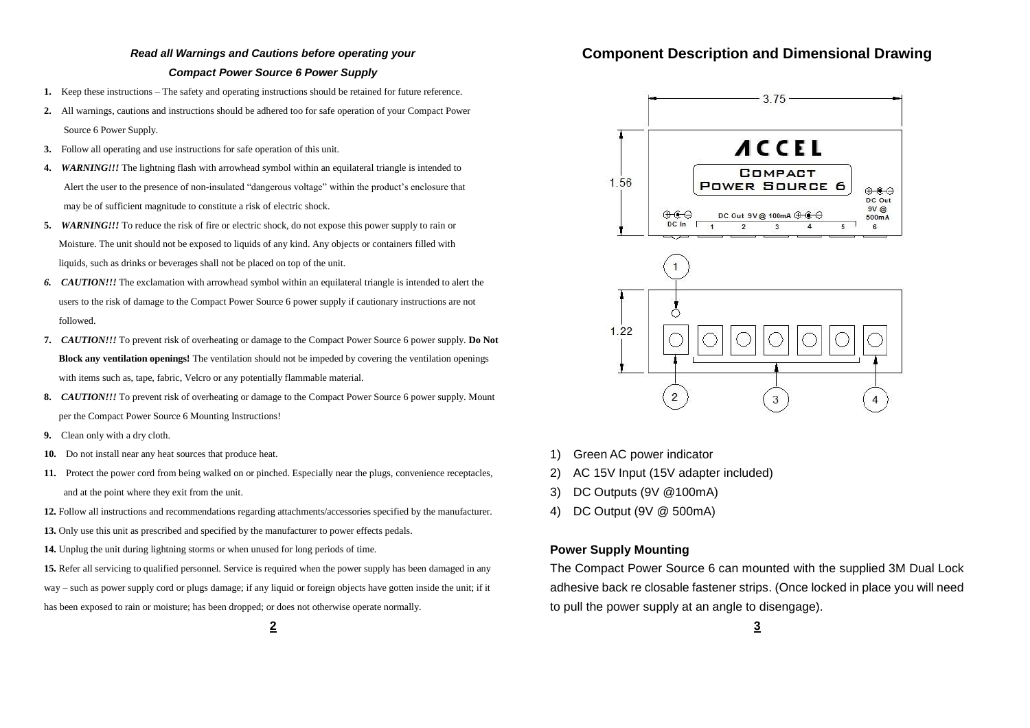***Read all Warnings and Cautions before operating your Compact Power Source 6 Power Supply***

1. Keep these instructions – The safety and operating instructions should be retained for future reference.
2. All warnings, cautions and instructions should be adhered too for safe operation of your Compact Power Source 6 Power Supply.
3. Follow all operating and use instructions for safe operation of this unit.
4. ***WARNING!!!*** The lightning flash with arrowhead symbol within an equilateral triangle is intended to Alert the user to the presence of non-insulated "dangerous voltage" within the product's enclosure that may be of sufficient magnitude to constitute a risk of electric shock.
5. ***WARNING!!!*** To reduce the risk of fire or electric shock, do not expose this power supply to rain or Moisture. The unit should not be exposed to liquids of any kind. Any objects or containers filled with liquids, such as drinks or beverages shall not be placed on top of the unit.
6. ***CAUTION!!!*** The exclamation with arrowhead symbol within an equilateral triangle is intended to alert the users to the risk of damage to the Compact Power Source 6 power supply if cautionary instructions are not followed.
7. ***CAUTION!!!*** To prevent risk of overheating or damage to the Compact Power Source 6 power supply. **Do Not Block any ventilation openings!** The ventilation should not be impeded by covering the ventilation openings with items such as, tape, fabric, Velcro or any potentially flammable material.
8. ***CAUTION!!!*** To prevent risk of overheating or damage to the Compact Power Source 6 power supply. Mount per the Compact Power Source 6 Mounting Instructions!
9. Clean only with a dry cloth.
10. Do not install near any heat sources that produce heat.
11. Protect the power cord from being walked on or pinched. Especially near the plugs, convenience receptacles, and at the point where they exit from the unit.
12. Follow all instructions and recommendations regarding attachments/accessories specified by the manufacturer.
13. Only use this unit as prescribed and specified by the manufacturer to power effects pedals.
14. Unplug the unit during lightning storms or when unused for long periods of time.
15. Refer all servicing to qualified personnel. Service is required when the power supply has been damaged in any way – such as power supply cord or plugs damage; if any liquid or foreign objects have gotten inside the unit; if it has been exposed to rain or moisture; has been dropped; or does not otherwise operate normally.

## Component Description and Dimensional Drawing

3.75

1.56

ACCEL

COMPACT POWER SOURCE 6

DC In

DC Out 9V @ 100mA

1 2 3 4 5

DC Out 9V @ 500mA

6

1.22

1 2 3 4

1) Green AC power indicator
2) AC 15V Input (15V adapter included)
3) DC Outputs (9V @100mA)
4) DC Output (9V @ 500mA)

**Power Supply Mounting**

The Compact Power Source 6 can mounted with the supplied 3M Dual Lock adhesive back re closable fastener strips. (Once locked in place you will need to pull the power supply at an angle to disengage).